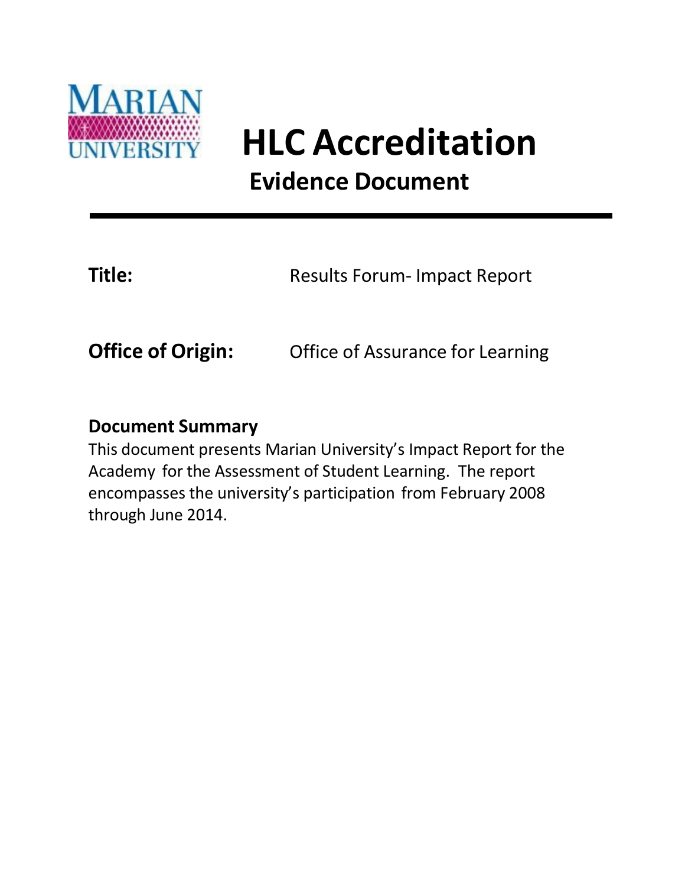MARIAN UNIVERSITY

# HLC Accreditation

## Evidence Document

---

**Title:** Results Forum- Impact Report

**Office of Origin:** Office of Assurance for Learning

### Document Summary

This document presents Marian University's Impact Report for the Academy for the Assessment of Student Learning. The report encompasses the university's participation from February 2008 through June 2014.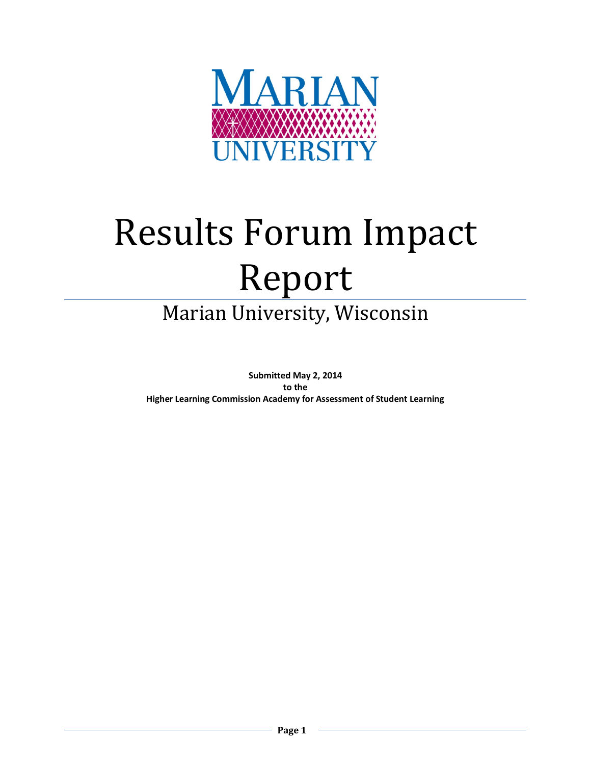MARIAN UNIVERSITY

# Results Forum Impact Report

## Marian University, Wisconsin

**Submitted May 2, 2014**
**to the**
**Higher Learning Commission Academy for Assessment of Student Learning**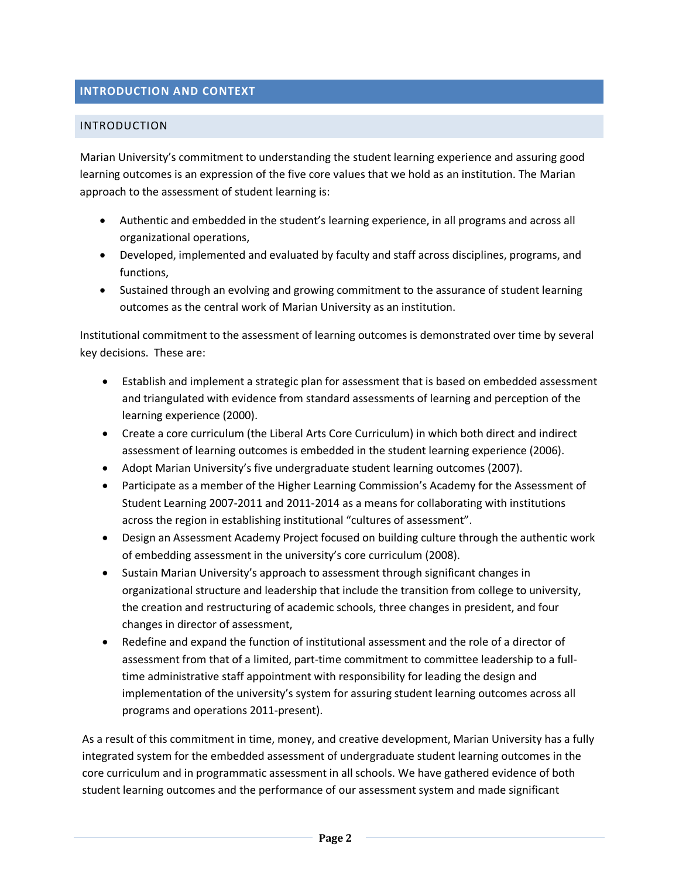## INTRODUCTION AND CONTEXT

### INTRODUCTION

Marian University's commitment to understanding the student learning experience and assuring good learning outcomes is an expression of the five core values that we hold as an institution. The Marian approach to the assessment of student learning is:

- Authentic and embedded in the student's learning experience, in all programs and across all organizational operations,
- Developed, implemented and evaluated by faculty and staff across disciplines, programs, and functions,
- Sustained through an evolving and growing commitment to the assurance of student learning outcomes as the central work of Marian University as an institution.

Institutional commitment to the assessment of learning outcomes is demonstrated over time by several key decisions. These are:

- Establish and implement a strategic plan for assessment that is based on embedded assessment and triangulated with evidence from standard assessments of learning and perception of the learning experience (2000).
- Create a core curriculum (the Liberal Arts Core Curriculum) in which both direct and indirect assessment of learning outcomes is embedded in the student learning experience (2006).
- Adopt Marian University's five undergraduate student learning outcomes (2007).
- Participate as a member of the Higher Learning Commission's Academy for the Assessment of Student Learning 2007-2011 and 2011-2014 as a means for collaborating with institutions across the region in establishing institutional "cultures of assessment".
- Design an Assessment Academy Project focused on building culture through the authentic work of embedding assessment in the university's core curriculum (2008).
- Sustain Marian University's approach to assessment through significant changes in organizational structure and leadership that include the transition from college to university, the creation and restructuring of academic schools, three changes in president, and four changes in director of assessment,
- Redefine and expand the function of institutional assessment and the role of a director of assessment from that of a limited, part-time commitment to committee leadership to a full-time administrative staff appointment with responsibility for leading the design and implementation of the university's system for assuring student learning outcomes across all programs and operations 2011-present).

As a result of this commitment in time, money, and creative development, Marian University has a fully integrated system for the embedded assessment of undergraduate student learning outcomes in the core curriculum and in programmatic assessment in all schools. We have gathered evidence of both student learning outcomes and the performance of our assessment system and made significant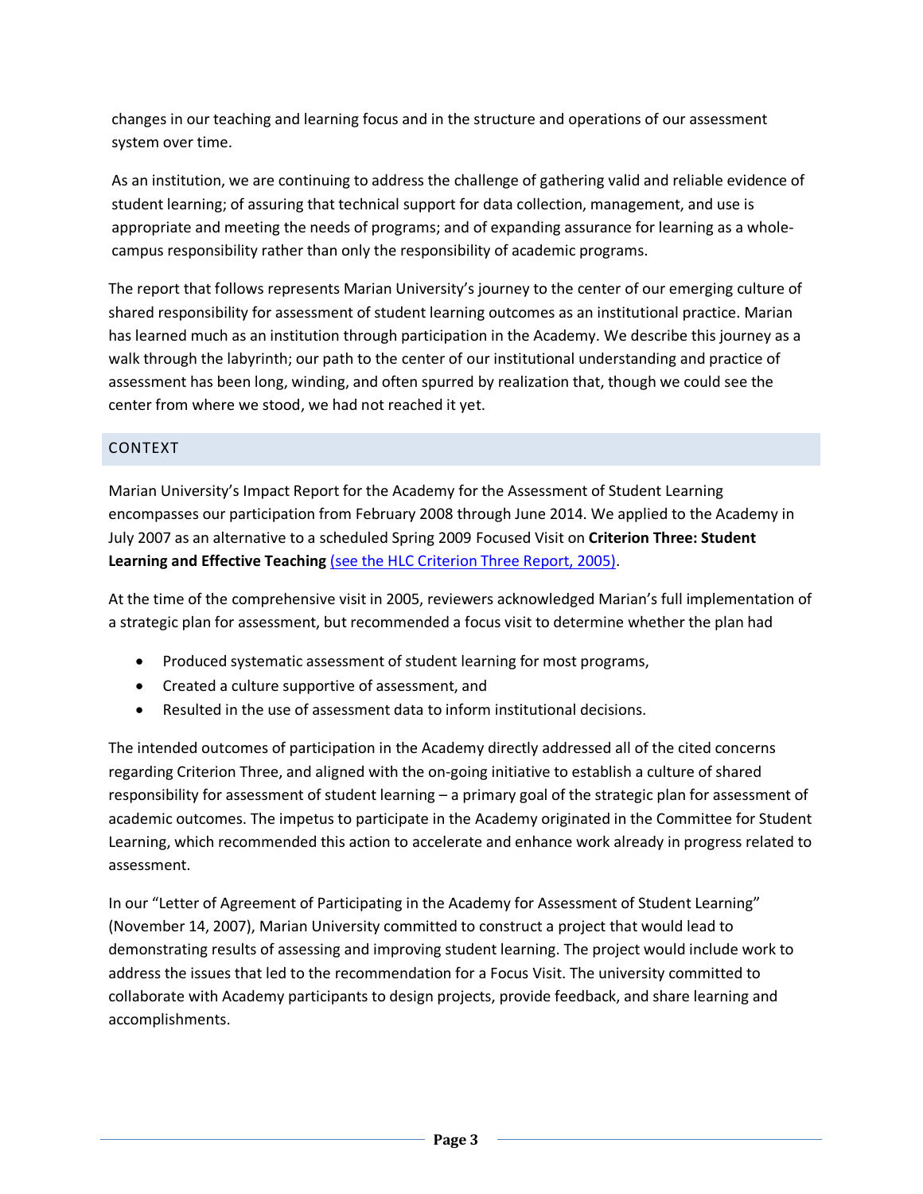changes in our teaching and learning focus and in the structure and operations of our assessment system over time.

As an institution, we are continuing to address the challenge of gathering valid and reliable evidence of student learning; of assuring that technical support for data collection, management, and use is appropriate and meeting the needs of programs; and of expanding assurance for learning as a whole-campus responsibility rather than only the responsibility of academic programs.

The report that follows represents Marian University's journey to the center of our emerging culture of shared responsibility for assessment of student learning outcomes as an institutional practice. Marian has learned much as an institution through participation in the Academy. We describe this journey as a walk through the labyrinth; our path to the center of our institutional understanding and practice of assessment has been long, winding, and often spurred by realization that, though we could see the center from where we stood, we had not reached it yet.

## CONTEXT

Marian University's Impact Report for the Academy for the Assessment of Student Learning encompasses our participation from February 2008 through June 2014. We applied to the Academy in July 2007 as an alternative to a scheduled Spring 2009 Focused Visit on **Criterion Three: Student Learning and Effective Teaching** (see the HLC Criterion Three Report, 2005).

At the time of the comprehensive visit in 2005, reviewers acknowledged Marian's full implementation of a strategic plan for assessment, but recommended a focus visit to determine whether the plan had

- Produced systematic assessment of student learning for most programs,
- Created a culture supportive of assessment, and
- Resulted in the use of assessment data to inform institutional decisions.

The intended outcomes of participation in the Academy directly addressed all of the cited concerns regarding Criterion Three, and aligned with the on-going initiative to establish a culture of shared responsibility for assessment of student learning – a primary goal of the strategic plan for assessment of academic outcomes. The impetus to participate in the Academy originated in the Committee for Student Learning, which recommended this action to accelerate and enhance work already in progress related to assessment.

In our "Letter of Agreement of Participating in the Academy for Assessment of Student Learning" (November 14, 2007), Marian University committed to construct a project that would lead to demonstrating results of assessing and improving student learning. The project would include work to address the issues that led to the recommendation for a Focus Visit. The university committed to collaborate with Academy participants to design projects, provide feedback, and share learning and accomplishments.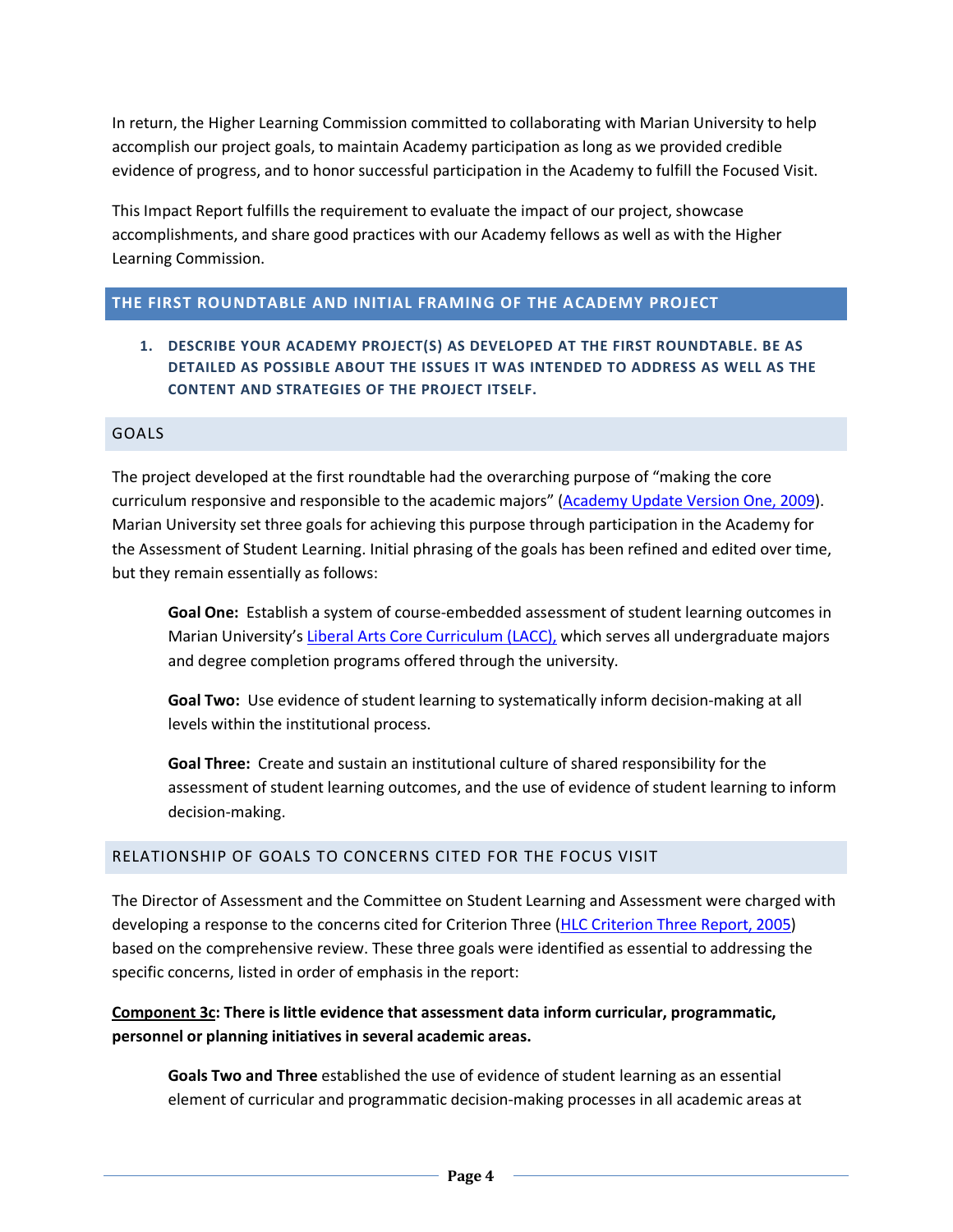In return, the Higher Learning Commission committed to collaborating with Marian University to help accomplish our project goals, to maintain Academy participation as long as we provided credible evidence of progress, and to honor successful participation in the Academy to fulfill the Focused Visit.

This Impact Report fulfills the requirement to evaluate the impact of our project, showcase accomplishments, and share good practices with our Academy fellows as well as with the Higher Learning Commission.

## THE FIRST ROUNDTABLE AND INITIAL FRAMING OF THE ACADEMY PROJECT

### 1. DESCRIBE YOUR ACADEMY PROJECT(S) AS DEVELOPED AT THE FIRST ROUNDTABLE. BE AS DETAILED AS POSSIBLE ABOUT THE ISSUES IT WAS INTENDED TO ADDRESS AS WELL AS THE CONTENT AND STRATEGIES OF THE PROJECT ITSELF.

#### GOALS

The project developed at the first roundtable had the overarching purpose of "making the core curriculum responsive and responsible to the academic majors" (Academy Update Version One, 2009). Marian University set three goals for achieving this purpose through participation in the Academy for the Assessment of Student Learning. Initial phrasing of the goals has been refined and edited over time, but they remain essentially as follows:

**Goal One:** Establish a system of course-embedded assessment of student learning outcomes in Marian University's Liberal Arts Core Curriculum (LACC), which serves all undergraduate majors and degree completion programs offered through the university.

**Goal Two:** Use evidence of student learning to systematically inform decision-making at all levels within the institutional process.

**Goal Three:** Create and sustain an institutional culture of shared responsibility for the assessment of student learning outcomes, and the use of evidence of student learning to inform decision-making.

#### RELATIONSHIP OF GOALS TO CONCERNS CITED FOR THE FOCUS VISIT

The Director of Assessment and the Committee on Student Learning and Assessment were charged with developing a response to the concerns cited for Criterion Three (HLC Criterion Three Report, 2005) based on the comprehensive review. These three goals were identified as essential to addressing the specific concerns, listed in order of emphasis in the report:

**Component 3c: There is little evidence that assessment data inform curricular, programmatic, personnel or planning initiatives in several academic areas.**

**Goals Two and Three** established the use of evidence of student learning as an essential element of curricular and programmatic decision-making processes in all academic areas at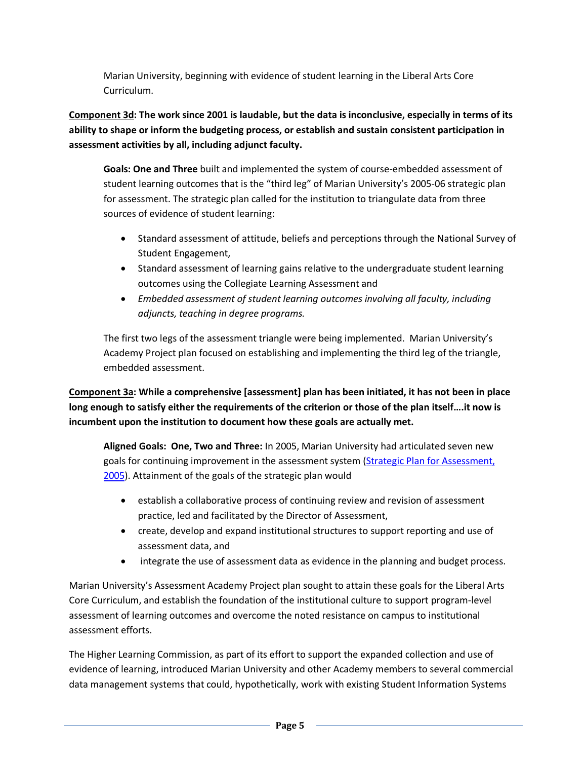Marian University, beginning with evidence of student learning in the Liberal Arts Core Curriculum.

**<u>Component 3d</u>: The work since 2001 is laudable, but the data is inconclusive, especially in terms of its ability to shape or inform the budgeting process, or establish and sustain consistent participation in assessment activities by all, including adjunct faculty.**

**Goals: One and Three** built and implemented the system of course-embedded assessment of student learning outcomes that is the "third leg" of Marian University's 2005-06 strategic plan for assessment. The strategic plan called for the institution to triangulate data from three sources of evidence of student learning:

- Standard assessment of attitude, beliefs and perceptions through the National Survey of Student Engagement,
- Standard assessment of learning gains relative to the undergraduate student learning outcomes using the Collegiate Learning Assessment and
- *Embedded assessment of student learning outcomes involving all faculty, including adjuncts, teaching in degree programs.*

The first two legs of the assessment triangle were being implemented. Marian University's Academy Project plan focused on establishing and implementing the third leg of the triangle, embedded assessment.

**<u>Component 3a</u>: While a comprehensive [assessment] plan has been initiated, it has not been in place long enough to satisfy either the requirements of the criterion or those of the plan itself….it now is incumbent upon the institution to document how these goals are actually met.**

**Aligned Goals: One, Two and Three:** In 2005, Marian University had articulated seven new goals for continuing improvement in the assessment system (Strategic Plan for Assessment, 2005). Attainment of the goals of the strategic plan would

- establish a collaborative process of continuing review and revision of assessment practice, led and facilitated by the Director of Assessment,
- create, develop and expand institutional structures to support reporting and use of assessment data, and
- integrate the use of assessment data as evidence in the planning and budget process.

Marian University's Assessment Academy Project plan sought to attain these goals for the Liberal Arts Core Curriculum, and establish the foundation of the institutional culture to support program-level assessment of learning outcomes and overcome the noted resistance on campus to institutional assessment efforts.

The Higher Learning Commission, as part of its effort to support the expanded collection and use of evidence of learning, introduced Marian University and other Academy members to several commercial data management systems that could, hypothetically, work with existing Student Information Systems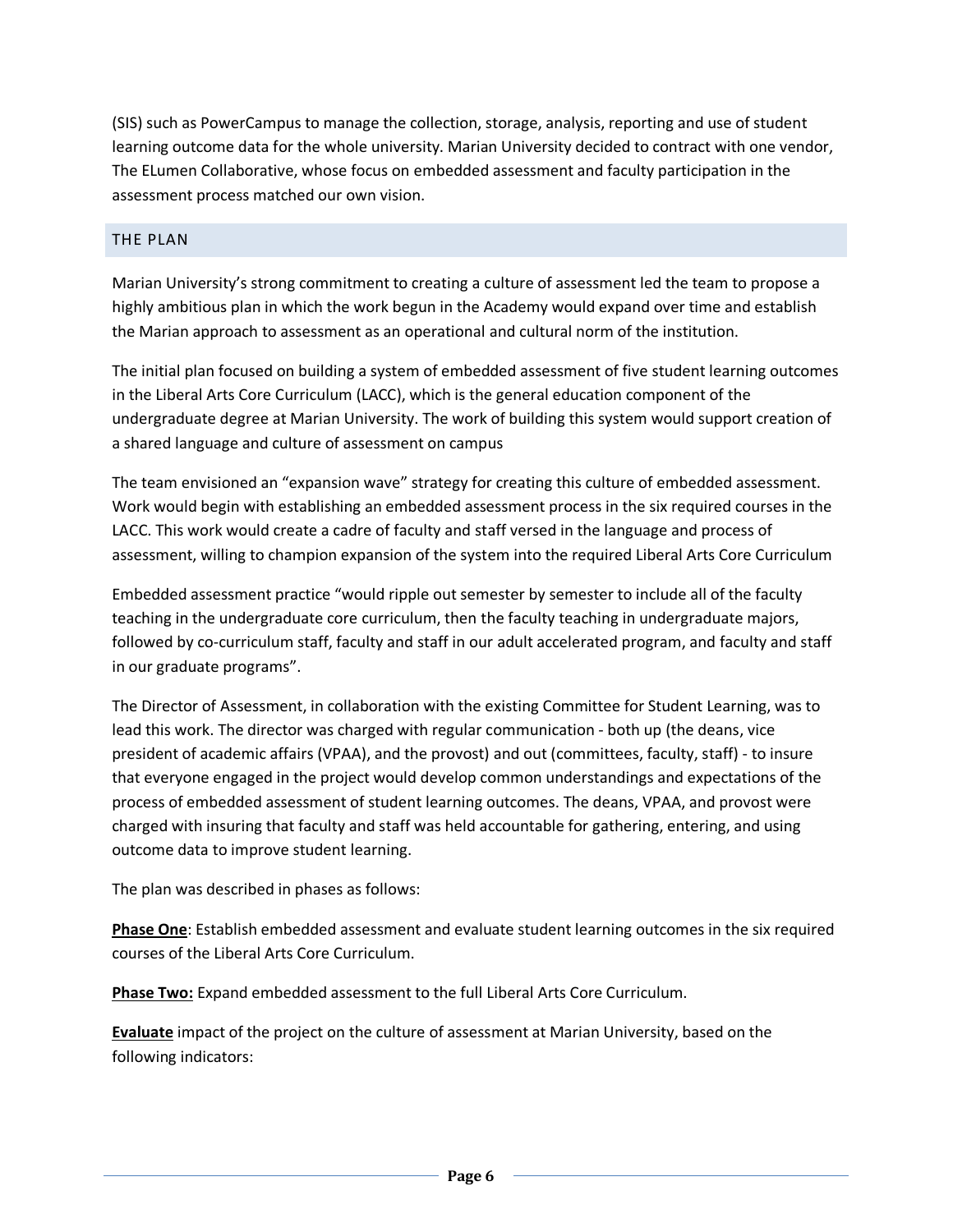(SIS) such as PowerCampus to manage the collection, storage, analysis, reporting and use of student learning outcome data for the whole university. Marian University decided to contract with one vendor, The ELumen Collaborative, whose focus on embedded assessment and faculty participation in the assessment process matched our own vision.

## THE PLAN

Marian University's strong commitment to creating a culture of assessment led the team to propose a highly ambitious plan in which the work begun in the Academy would expand over time and establish the Marian approach to assessment as an operational and cultural norm of the institution.

The initial plan focused on building a system of embedded assessment of five student learning outcomes in the Liberal Arts Core Curriculum (LACC), which is the general education component of the undergraduate degree at Marian University. The work of building this system would support creation of a shared language and culture of assessment on campus

The team envisioned an "expansion wave" strategy for creating this culture of embedded assessment. Work would begin with establishing an embedded assessment process in the six required courses in the LACC. This work would create a cadre of faculty and staff versed in the language and process of assessment, willing to champion expansion of the system into the required Liberal Arts Core Curriculum

Embedded assessment practice "would ripple out semester by semester to include all of the faculty teaching in the undergraduate core curriculum, then the faculty teaching in undergraduate majors, followed by co-curriculum staff, faculty and staff in our adult accelerated program, and faculty and staff in our graduate programs".

The Director of Assessment, in collaboration with the existing Committee for Student Learning, was to lead this work. The director was charged with regular communication - both up (the deans, vice president of academic affairs (VPAA), and the provost) and out (committees, faculty, staff) - to insure that everyone engaged in the project would develop common understandings and expectations of the process of embedded assessment of student learning outcomes. The deans, VPAA, and provost were charged with insuring that faculty and staff was held accountable for gathering, entering, and using outcome data to improve student learning.

The plan was described in phases as follows:

**Phase One**: Establish embedded assessment and evaluate student learning outcomes in the six required courses of the Liberal Arts Core Curriculum.

**Phase Two:** Expand embedded assessment to the full Liberal Arts Core Curriculum.

**Evaluate** impact of the project on the culture of assessment at Marian University, based on the following indicators: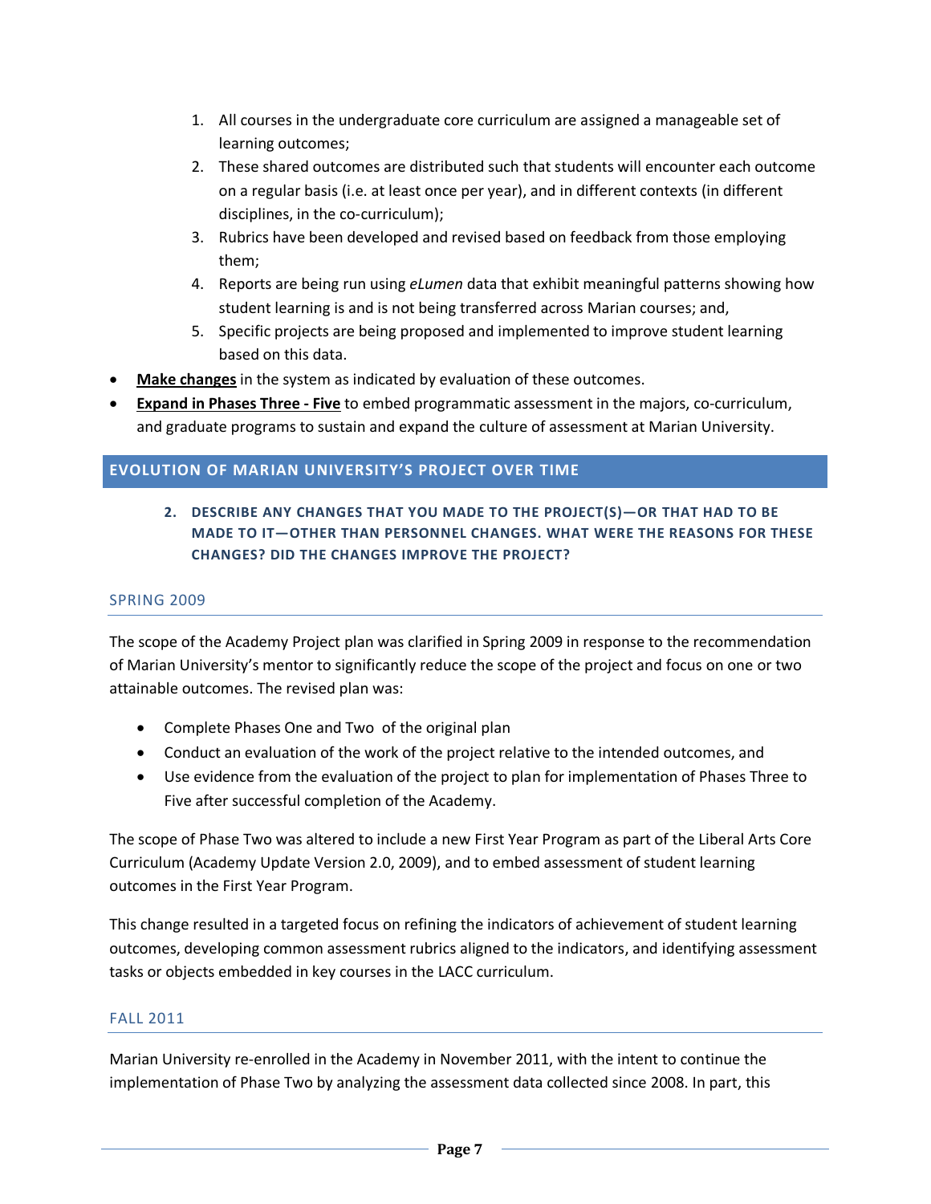1. All courses in the undergraduate core curriculum are assigned a manageable set of learning outcomes;
2. These shared outcomes are distributed such that students will encounter each outcome on a regular basis (i.e. at least once per year), and in different contexts (in different disciplines, in the co-curriculum);
3. Rubrics have been developed and revised based on feedback from those employing them;
4. Reports are being run using *eLumen* data that exhibit meaningful patterns showing how student learning is and is not being transferred across Marian courses; and,
5. Specific projects are being proposed and implemented to improve student learning based on this data.

- **Make changes** in the system as indicated by evaluation of these outcomes.
- **Expand in Phases Three - Five** to embed programmatic assessment in the majors, co-curriculum, and graduate programs to sustain and expand the culture of assessment at Marian University.

## EVOLUTION OF MARIAN UNIVERSITY'S PROJECT OVER TIME

### 2. DESCRIBE ANY CHANGES THAT YOU MADE TO THE PROJECT(S)—OR THAT HAD TO BE MADE TO IT—OTHER THAN PERSONNEL CHANGES. WHAT WERE THE REASONS FOR THESE CHANGES? DID THE CHANGES IMPROVE THE PROJECT?

#### SPRING 2009

The scope of the Academy Project plan was clarified in Spring 2009 in response to the recommendation of Marian University's mentor to significantly reduce the scope of the project and focus on one or two attainable outcomes. The revised plan was:

- Complete Phases One and Two of the original plan
- Conduct an evaluation of the work of the project relative to the intended outcomes, and
- Use evidence from the evaluation of the project to plan for implementation of Phases Three to Five after successful completion of the Academy.

The scope of Phase Two was altered to include a new First Year Program as part of the Liberal Arts Core Curriculum (Academy Update Version 2.0, 2009), and to embed assessment of student learning outcomes in the First Year Program.

This change resulted in a targeted focus on refining the indicators of achievement of student learning outcomes, developing common assessment rubrics aligned to the indicators, and identifying assessment tasks or objects embedded in key courses in the LACC curriculum.

#### FALL 2011

Marian University re-enrolled in the Academy in November 2011, with the intent to continue the implementation of Phase Two by analyzing the assessment data collected since 2008. In part, this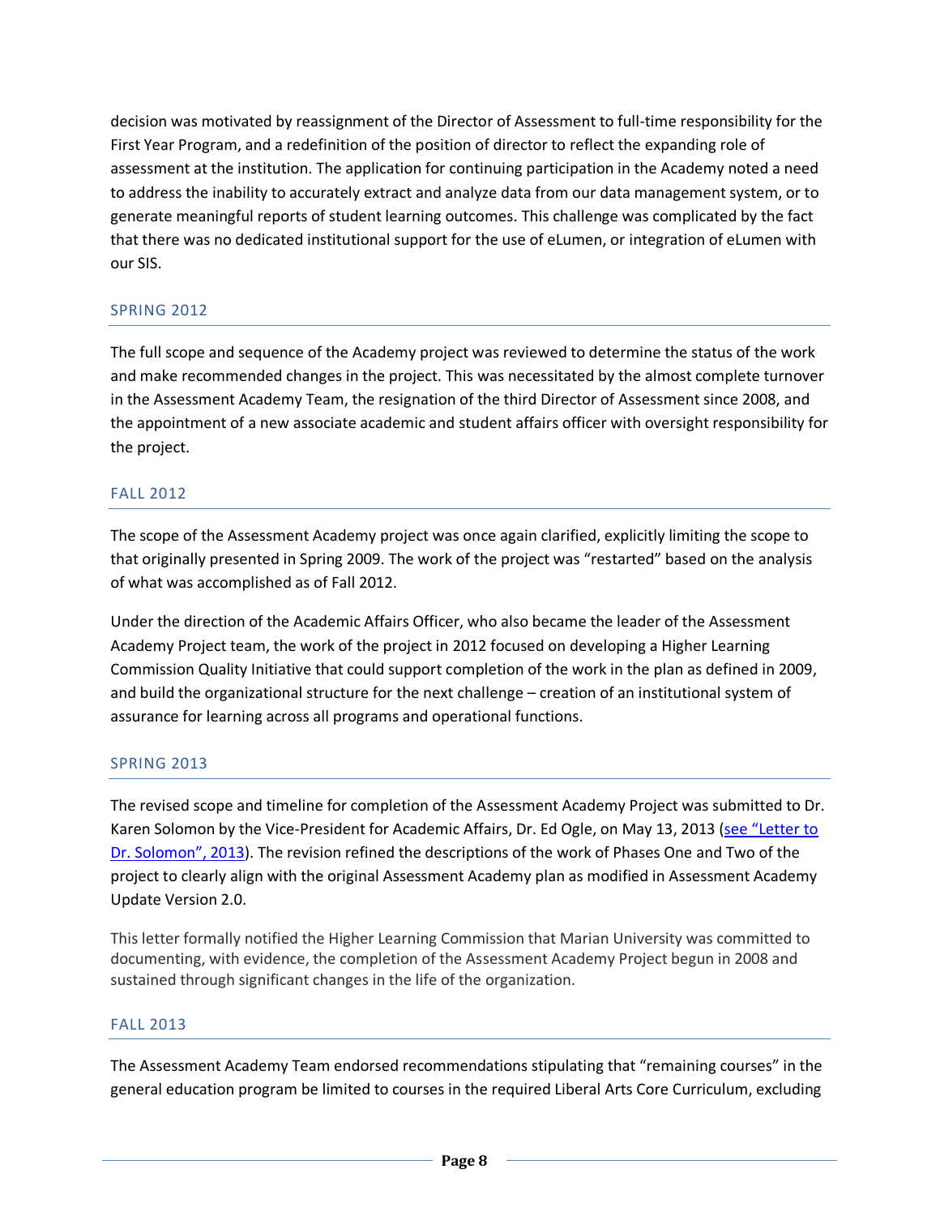decision was motivated by reassignment of the Director of Assessment to full-time responsibility for the First Year Program, and a redefinition of the position of director to reflect the expanding role of assessment at the institution. The application for continuing participation in the Academy noted a need to address the inability to accurately extract and analyze data from our data management system, or to generate meaningful reports of student learning outcomes. This challenge was complicated by the fact that there was no dedicated institutional support for the use of eLumen, or integration of eLumen with our SIS.

### SPRING 2012

The full scope and sequence of the Academy project was reviewed to determine the status of the work and make recommended changes in the project. This was necessitated by the almost complete turnover in the Assessment Academy Team, the resignation of the third Director of Assessment since 2008, and the appointment of a new associate academic and student affairs officer with oversight responsibility for the project.

### FALL 2012

The scope of the Assessment Academy project was once again clarified, explicitly limiting the scope to that originally presented in Spring 2009. The work of the project was "restarted" based on the analysis of what was accomplished as of Fall 2012.

Under the direction of the Academic Affairs Officer, who also became the leader of the Assessment Academy Project team, the work of the project in 2012 focused on developing a Higher Learning Commission Quality Initiative that could support completion of the work in the plan as defined in 2009, and build the organizational structure for the next challenge – creation of an institutional system of assurance for learning across all programs and operational functions.

### SPRING 2013

The revised scope and timeline for completion of the Assessment Academy Project was submitted to Dr. Karen Solomon by the Vice-President for Academic Affairs, Dr. Ed Ogle, on May 13, 2013 (see "Letter to Dr. Solomon", 2013). The revision refined the descriptions of the work of Phases One and Two of the project to clearly align with the original Assessment Academy plan as modified in Assessment Academy Update Version 2.0.

This letter formally notified the Higher Learning Commission that Marian University was committed to documenting, with evidence, the completion of the Assessment Academy Project begun in 2008 and sustained through significant changes in the life of the organization.

### FALL 2013

The Assessment Academy Team endorsed recommendations stipulating that "remaining courses" in the general education program be limited to courses in the required Liberal Arts Core Curriculum, excluding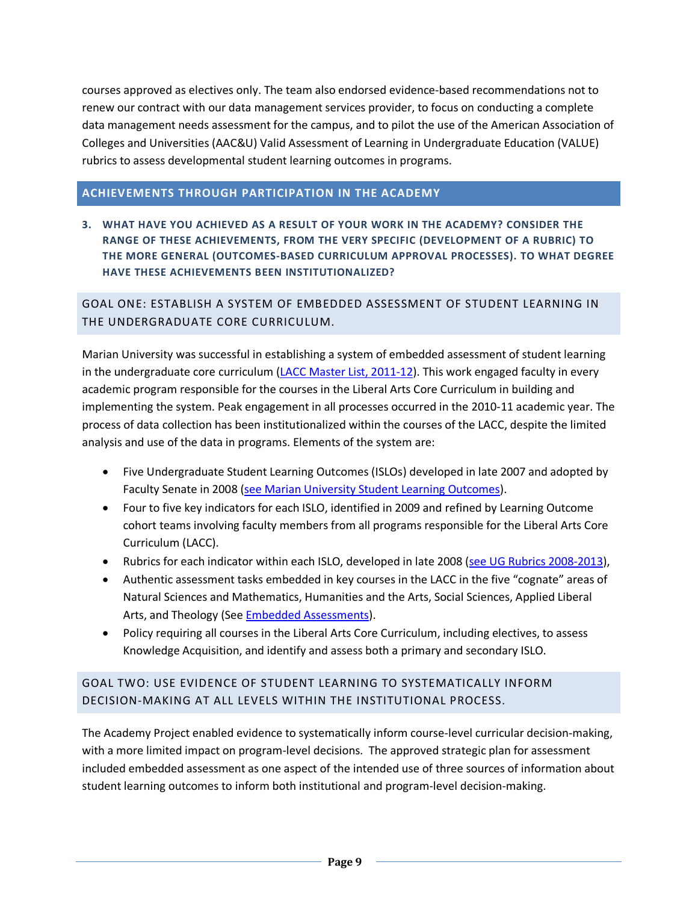courses approved as electives only. The team also endorsed evidence-based recommendations not to renew our contract with our data management services provider, to focus on conducting a complete data management needs assessment for the campus, and to pilot the use of the American Association of Colleges and Universities (AAC&U) Valid Assessment of Learning in Undergraduate Education (VALUE) rubrics to assess developmental student learning outcomes in programs.

## ACHIEVEMENTS THROUGH PARTICIPATION IN THE ACADEMY

**3. WHAT HAVE YOU ACHIEVED AS A RESULT OF YOUR WORK IN THE ACADEMY? CONSIDER THE RANGE OF THESE ACHIEVEMENTS, FROM THE VERY SPECIFIC (DEVELOPMENT OF A RUBRIC) TO THE MORE GENERAL (OUTCOMES-BASED CURRICULUM APPROVAL PROCESSES). TO WHAT DEGREE HAVE THESE ACHIEVEMENTS BEEN INSTITUTIONALIZED?**

### GOAL ONE: ESTABLISH A SYSTEM OF EMBEDDED ASSESSMENT OF STUDENT LEARNING IN THE UNDERGRADUATE CORE CURRICULUM.

Marian University was successful in establishing a system of embedded assessment of student learning in the undergraduate core curriculum (LACC Master List, 2011-12). This work engaged faculty in every academic program responsible for the courses in the Liberal Arts Core Curriculum in building and implementing the system. Peak engagement in all processes occurred in the 2010-11 academic year. The process of data collection has been institutionalized within the courses of the LACC, despite the limited analysis and use of the data in programs. Elements of the system are:

- Five Undergraduate Student Learning Outcomes (ISLOs) developed in late 2007 and adopted by Faculty Senate in 2008 (see Marian University Student Learning Outcomes).
- Four to five key indicators for each ISLO, identified in 2009 and refined by Learning Outcome cohort teams involving faculty members from all programs responsible for the Liberal Arts Core Curriculum (LACC).
- Rubrics for each indicator within each ISLO, developed in late 2008 (see UG Rubrics 2008-2013),
- Authentic assessment tasks embedded in key courses in the LACC in the five "cognate" areas of Natural Sciences and Mathematics, Humanities and the Arts, Social Sciences, Applied Liberal Arts, and Theology (See Embedded Assessments).
- Policy requiring all courses in the Liberal Arts Core Curriculum, including electives, to assess Knowledge Acquisition, and identify and assess both a primary and secondary ISLO.

### GOAL TWO: USE EVIDENCE OF STUDENT LEARNING TO SYSTEMATICALLY INFORM DECISION-MAKING AT ALL LEVELS WITHIN THE INSTITUTIONAL PROCESS.

The Academy Project enabled evidence to systematically inform course-level curricular decision-making, with a more limited impact on program-level decisions. The approved strategic plan for assessment included embedded assessment as one aspect of the intended use of three sources of information about student learning outcomes to inform both institutional and program-level decision-making.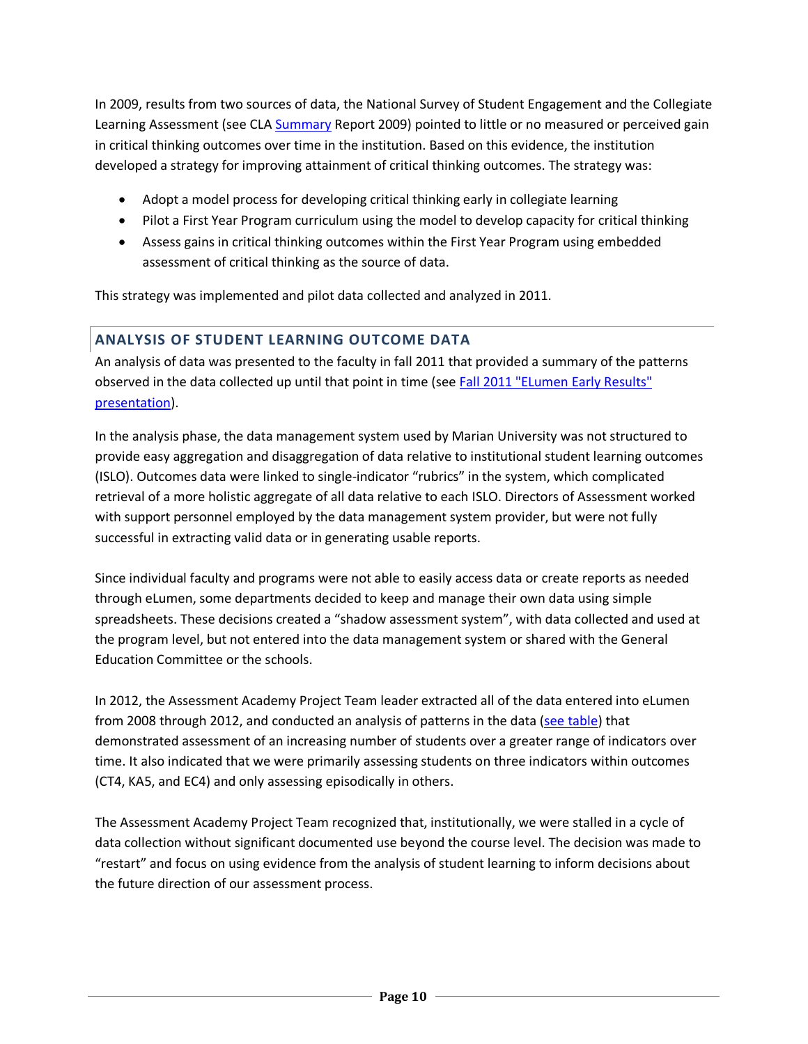In 2009, results from two sources of data, the National Survey of Student Engagement and the Collegiate Learning Assessment (see CLA Summary Report 2009) pointed to little or no measured or perceived gain in critical thinking outcomes over time in the institution. Based on this evidence, the institution developed a strategy for improving attainment of critical thinking outcomes. The strategy was:

- Adopt a model process for developing critical thinking early in collegiate learning
- Pilot a First Year Program curriculum using the model to develop capacity for critical thinking
- Assess gains in critical thinking outcomes within the First Year Program using embedded assessment of critical thinking as the source of data.

This strategy was implemented and pilot data collected and analyzed in 2011.

## ANALYSIS OF STUDENT LEARNING OUTCOME DATA

An analysis of data was presented to the faculty in fall 2011 that provided a summary of the patterns observed in the data collected up until that point in time (see Fall 2011 "ELumen Early Results" presentation).

In the analysis phase, the data management system used by Marian University was not structured to provide easy aggregation and disaggregation of data relative to institutional student learning outcomes (ISLO). Outcomes data were linked to single-indicator "rubrics" in the system, which complicated retrieval of a more holistic aggregate of all data relative to each ISLO. Directors of Assessment worked with support personnel employed by the data management system provider, but were not fully successful in extracting valid data or in generating usable reports.

Since individual faculty and programs were not able to easily access data or create reports as needed through eLumen, some departments decided to keep and manage their own data using simple spreadsheets. These decisions created a "shadow assessment system", with data collected and used at the program level, but not entered into the data management system or shared with the General Education Committee or the schools.

In 2012, the Assessment Academy Project Team leader extracted all of the data entered into eLumen from 2008 through 2012, and conducted an analysis of patterns in the data (see table) that demonstrated assessment of an increasing number of students over a greater range of indicators over time. It also indicated that we were primarily assessing students on three indicators within outcomes (CT4, KA5, and EC4) and only assessing episodically in others.

The Assessment Academy Project Team recognized that, institutionally, we were stalled in a cycle of data collection without significant documented use beyond the course level. The decision was made to "restart" and focus on using evidence from the analysis of student learning to inform decisions about the future direction of our assessment process.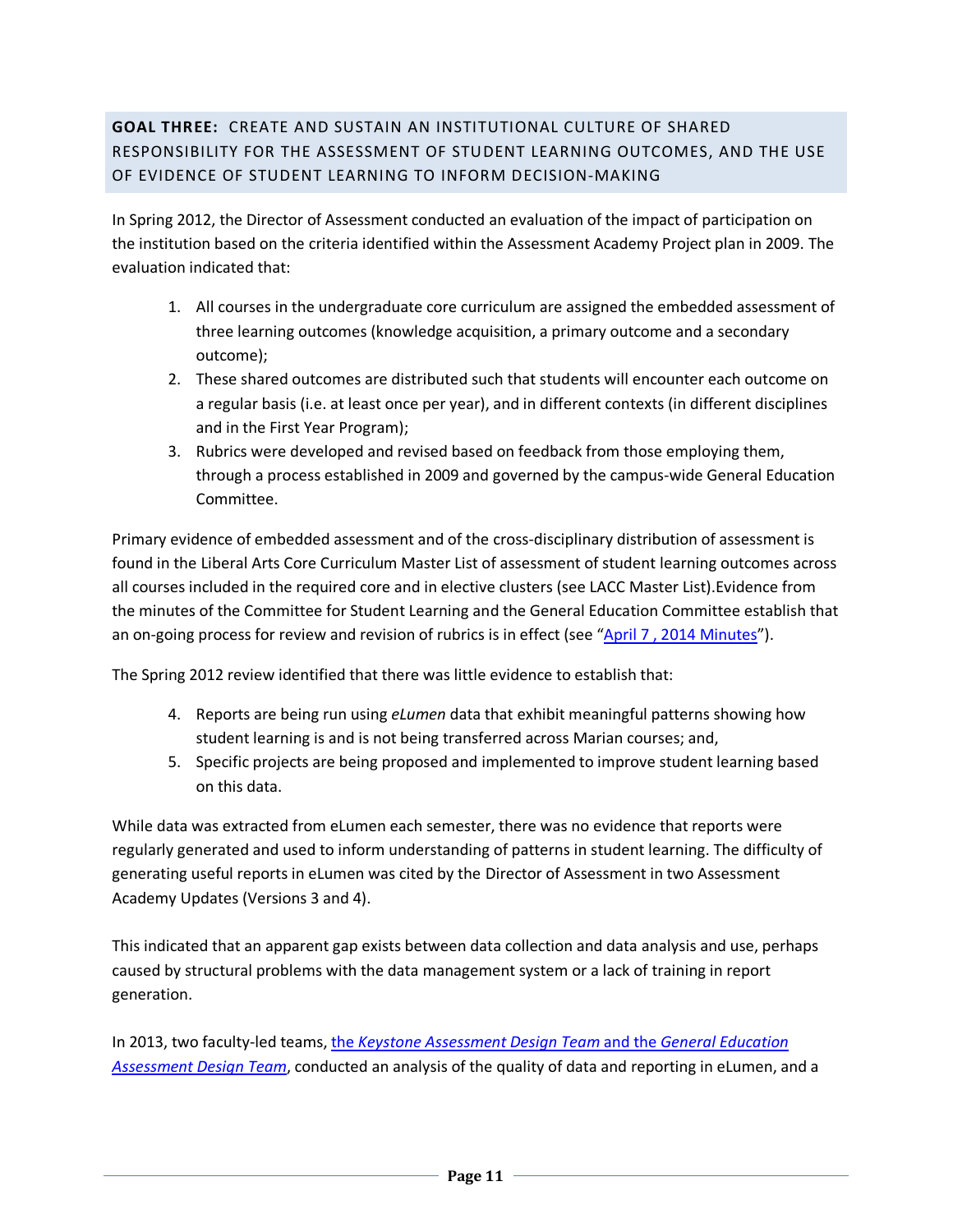## **GOAL THREE:** CREATE AND SUSTAIN AN INSTITUTIONAL CULTURE OF SHARED RESPONSIBILITY FOR THE ASSESSMENT OF STUDENT LEARNING OUTCOMES, AND THE USE OF EVIDENCE OF STUDENT LEARNING TO INFORM DECISION-MAKING

In Spring 2012, the Director of Assessment conducted an evaluation of the impact of participation on the institution based on the criteria identified within the Assessment Academy Project plan in 2009. The evaluation indicated that:

1. All courses in the undergraduate core curriculum are assigned the embedded assessment of three learning outcomes (knowledge acquisition, a primary outcome and a secondary outcome);
2. These shared outcomes are distributed such that students will encounter each outcome on a regular basis (i.e. at least once per year), and in different contexts (in different disciplines and in the First Year Program);
3. Rubrics were developed and revised based on feedback from those employing them, through a process established in 2009 and governed by the campus-wide General Education Committee.

Primary evidence of embedded assessment and of the cross-disciplinary distribution of assessment is found in the Liberal Arts Core Curriculum Master List of assessment of student learning outcomes across all courses included in the required core and in elective clusters (see LACC Master List).Evidence from the minutes of the Committee for Student Learning and the General Education Committee establish that an on-going process for review and revision of rubrics is in effect (see "April 7 , 2014 Minutes").

The Spring 2012 review identified that there was little evidence to establish that:

4. Reports are being run using *eLumen* data that exhibit meaningful patterns showing how student learning is and is not being transferred across Marian courses; and,
5. Specific projects are being proposed and implemented to improve student learning based on this data.

While data was extracted from eLumen each semester, there was no evidence that reports were regularly generated and used to inform understanding of patterns in student learning. The difficulty of generating useful reports in eLumen was cited by the Director of Assessment in two Assessment Academy Updates (Versions 3 and 4).

This indicated that an apparent gap exists between data collection and data analysis and use, perhaps caused by structural problems with the data management system or a lack of training in report generation.

In 2013, two faculty-led teams, the *Keystone Assessment Design Team* and the *General Education Assessment Design Team*, conducted an analysis of the quality of data and reporting in eLumen, and a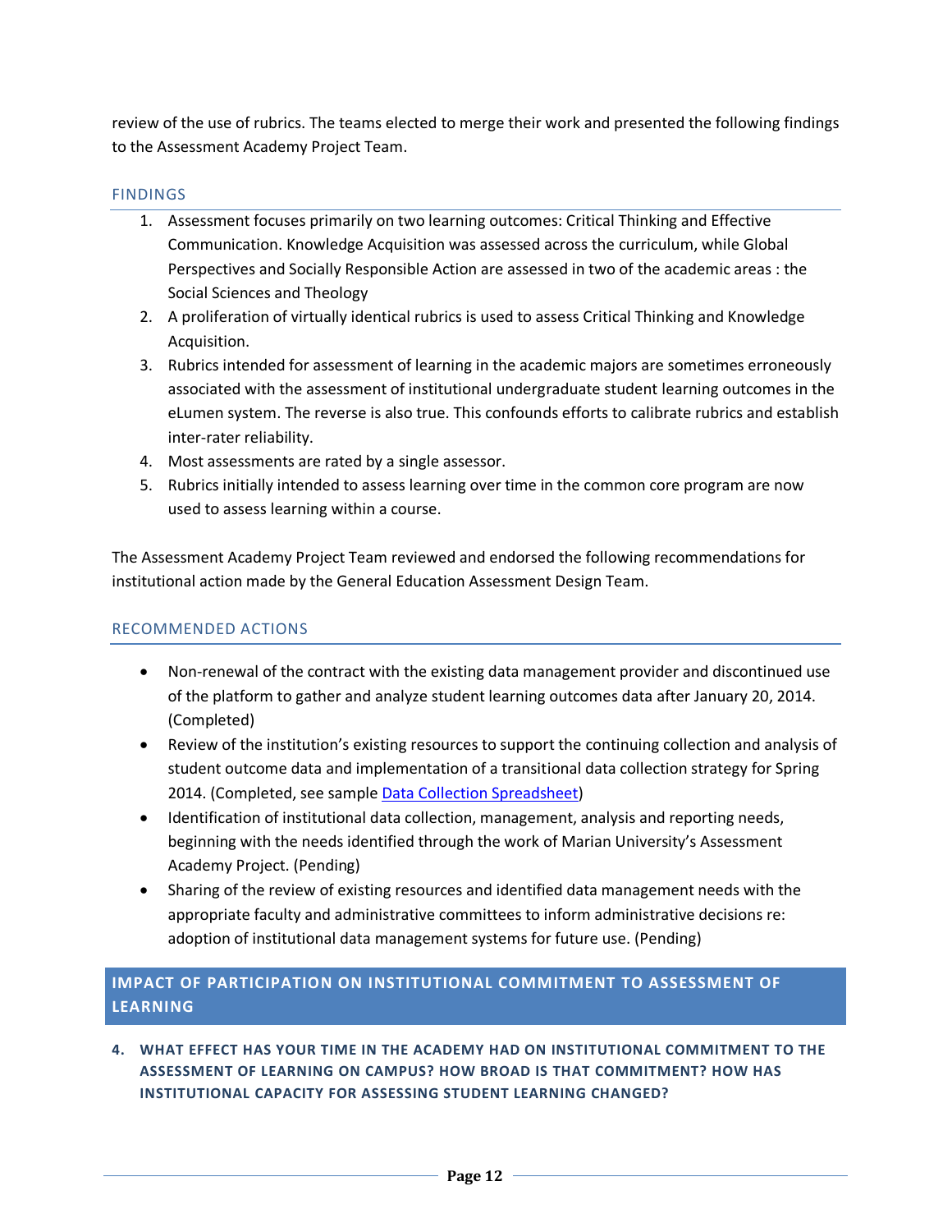review of the use of rubrics. The teams elected to merge their work and presented the following findings to the Assessment Academy Project Team.

### FINDINGS

1. Assessment focuses primarily on two learning outcomes: Critical Thinking and Effective Communication. Knowledge Acquisition was assessed across the curriculum, while Global Perspectives and Socially Responsible Action are assessed in two of the academic areas : the Social Sciences and Theology
2. A proliferation of virtually identical rubrics is used to assess Critical Thinking and Knowledge Acquisition.
3. Rubrics intended for assessment of learning in the academic majors are sometimes erroneously associated with the assessment of institutional undergraduate student learning outcomes in the eLumen system. The reverse is also true. This confounds efforts to calibrate rubrics and establish inter-rater reliability.
4. Most assessments are rated by a single assessor.
5. Rubrics initially intended to assess learning over time in the common core program are now used to assess learning within a course.

The Assessment Academy Project Team reviewed and endorsed the following recommendations for institutional action made by the General Education Assessment Design Team.

### RECOMMENDED ACTIONS

- Non-renewal of the contract with the existing data management provider and discontinued use of the platform to gather and analyze student learning outcomes data after January 20, 2014. (Completed)
- Review of the institution's existing resources to support the continuing collection and analysis of student outcome data and implementation of a transitional data collection strategy for Spring 2014. (Completed, see sample Data Collection Spreadsheet)
- Identification of institutional data collection, management, analysis and reporting needs, beginning with the needs identified through the work of Marian University's Assessment Academy Project. (Pending)
- Sharing of the review of existing resources and identified data management needs with the appropriate faculty and administrative committees to inform administrative decisions re: adoption of institutional data management systems for future use. (Pending)

## IMPACT OF PARTICIPATION ON INSTITUTIONAL COMMITMENT TO ASSESSMENT OF LEARNING

**4. WHAT EFFECT HAS YOUR TIME IN THE ACADEMY HAD ON INSTITUTIONAL COMMITMENT TO THE ASSESSMENT OF LEARNING ON CAMPUS? HOW BROAD IS THAT COMMITMENT? HOW HAS INSTITUTIONAL CAPACITY FOR ASSESSING STUDENT LEARNING CHANGED?**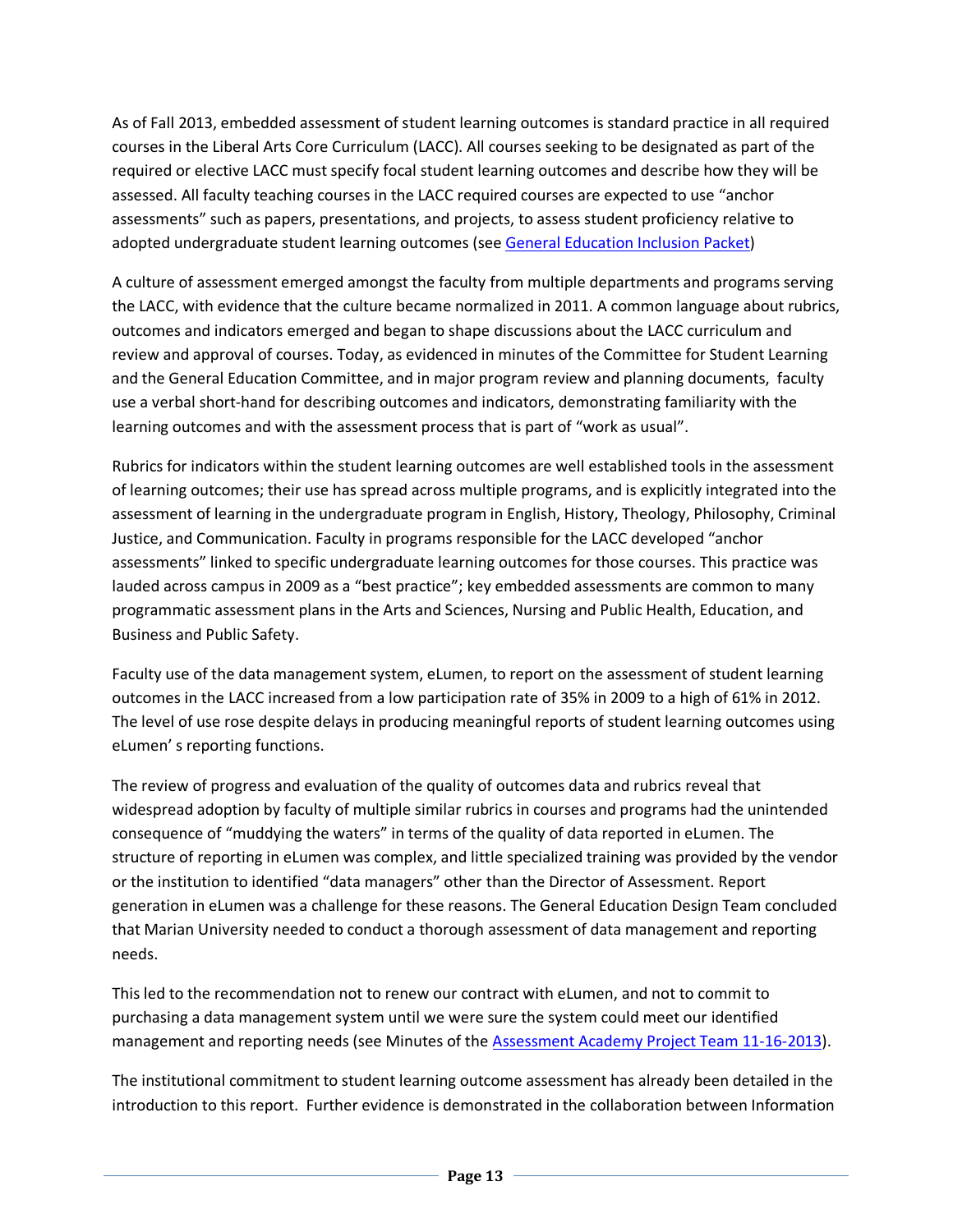As of Fall 2013, embedded assessment of student learning outcomes is standard practice in all required courses in the Liberal Arts Core Curriculum (LACC). All courses seeking to be designated as part of the required or elective LACC must specify focal student learning outcomes and describe how they will be assessed. All faculty teaching courses in the LACC required courses are expected to use "anchor assessments" such as papers, presentations, and projects, to assess student proficiency relative to adopted undergraduate student learning outcomes (see General Education Inclusion Packet)

A culture of assessment emerged amongst the faculty from multiple departments and programs serving the LACC, with evidence that the culture became normalized in 2011. A common language about rubrics, outcomes and indicators emerged and began to shape discussions about the LACC curriculum and review and approval of courses. Today, as evidenced in minutes of the Committee for Student Learning and the General Education Committee, and in major program review and planning documents, faculty use a verbal short-hand for describing outcomes and indicators, demonstrating familiarity with the learning outcomes and with the assessment process that is part of "work as usual".

Rubrics for indicators within the student learning outcomes are well established tools in the assessment of learning outcomes; their use has spread across multiple programs, and is explicitly integrated into the assessment of learning in the undergraduate program in English, History, Theology, Philosophy, Criminal Justice, and Communication. Faculty in programs responsible for the LACC developed "anchor assessments" linked to specific undergraduate learning outcomes for those courses. This practice was lauded across campus in 2009 as a "best practice"; key embedded assessments are common to many programmatic assessment plans in the Arts and Sciences, Nursing and Public Health, Education, and Business and Public Safety.

Faculty use of the data management system, eLumen, to report on the assessment of student learning outcomes in the LACC increased from a low participation rate of 35% in 2009 to a high of 61% in 2012. The level of use rose despite delays in producing meaningful reports of student learning outcomes using eLumen' s reporting functions.

The review of progress and evaluation of the quality of outcomes data and rubrics reveal that widespread adoption by faculty of multiple similar rubrics in courses and programs had the unintended consequence of "muddying the waters" in terms of the quality of data reported in eLumen. The structure of reporting in eLumen was complex, and little specialized training was provided by the vendor or the institution to identified "data managers" other than the Director of Assessment. Report generation in eLumen was a challenge for these reasons. The General Education Design Team concluded that Marian University needed to conduct a thorough assessment of data management and reporting needs.

This led to the recommendation not to renew our contract with eLumen, and not to commit to purchasing a data management system until we were sure the system could meet our identified management and reporting needs (see Minutes of the Assessment Academy Project Team 11-16-2013).

The institutional commitment to student learning outcome assessment has already been detailed in the introduction to this report. Further evidence is demonstrated in the collaboration between Information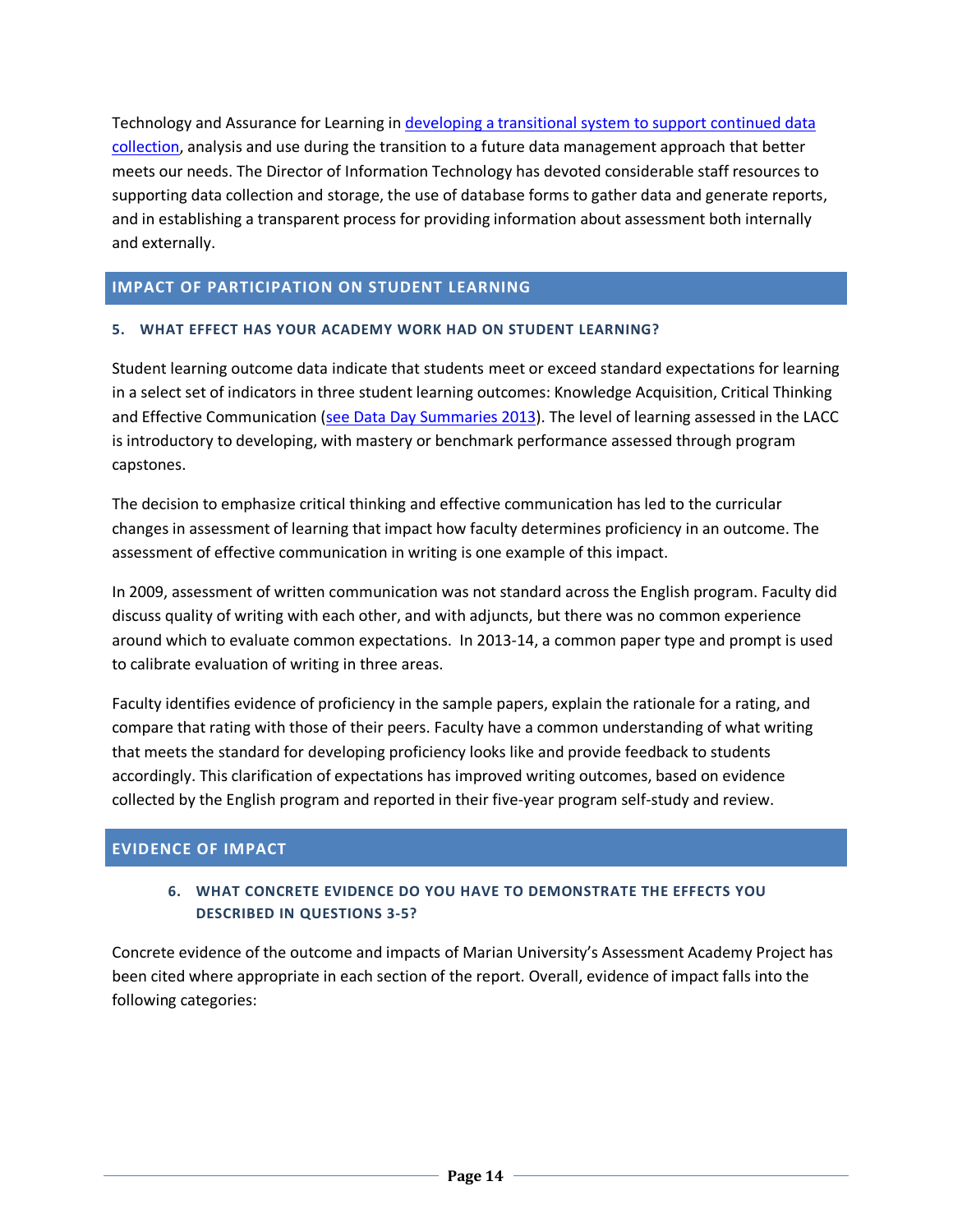Technology and Assurance for Learning in [developing a transitional system to support continued data collection](), analysis and use during the transition to a future data management approach that better meets our needs. The Director of Information Technology has devoted considerable staff resources to supporting data collection and storage, the use of database forms to gather data and generate reports, and in establishing a transparent process for providing information about assessment both internally and externally.

## IMPACT OF PARTICIPATION ON STUDENT LEARNING

### 5. WHAT EFFECT HAS YOUR ACADEMY WORK HAD ON STUDENT LEARNING?

Student learning outcome data indicate that students meet or exceed standard expectations for learning in a select set of indicators in three student learning outcomes: Knowledge Acquisition, Critical Thinking and Effective Communication ([see Data Day Summaries 2013]()). The level of learning assessed in the LACC is introductory to developing, with mastery or benchmark performance assessed through program capstones.

The decision to emphasize critical thinking and effective communication has led to the curricular changes in assessment of learning that impact how faculty determines proficiency in an outcome. The assessment of effective communication in writing is one example of this impact.

In 2009, assessment of written communication was not standard across the English program. Faculty did discuss quality of writing with each other, and with adjuncts, but there was no common experience around which to evaluate common expectations. In 2013-14, a common paper type and prompt is used to calibrate evaluation of writing in three areas.

Faculty identifies evidence of proficiency in the sample papers, explain the rationale for a rating, and compare that rating with those of their peers. Faculty have a common understanding of what writing that meets the standard for developing proficiency looks like and provide feedback to students accordingly. This clarification of expectations has improved writing outcomes, based on evidence collected by the English program and reported in their five-year program self-study and review.

## EVIDENCE OF IMPACT

### 6. WHAT CONCRETE EVIDENCE DO YOU HAVE TO DEMONSTRATE THE EFFECTS YOU DESCRIBED IN QUESTIONS 3-5?

Concrete evidence of the outcome and impacts of Marian University's Assessment Academy Project has been cited where appropriate in each section of the report. Overall, evidence of impact falls into the following categories: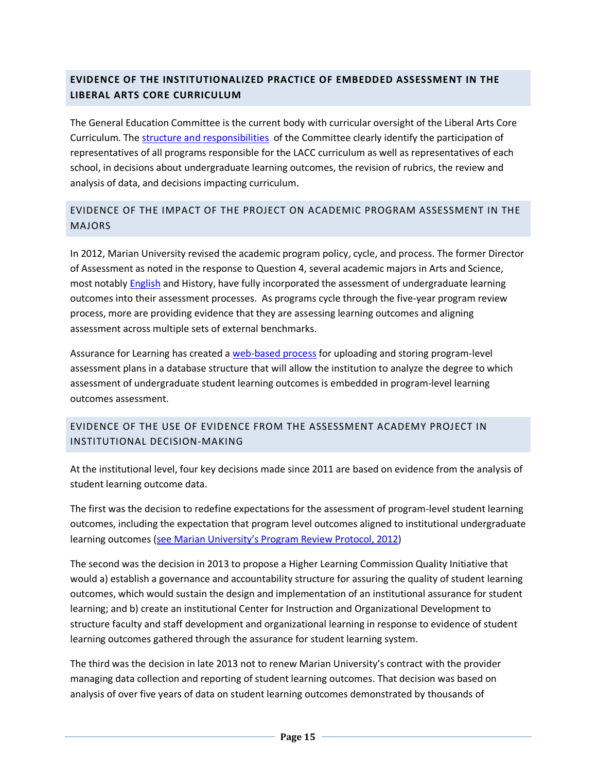## EVIDENCE OF THE INSTITUTIONALIZED PRACTICE OF EMBEDDED ASSESSMENT IN THE LIBERAL ARTS CORE CURRICULUM

The General Education Committee is the current body with curricular oversight of the Liberal Arts Core Curriculum. The structure and responsibilities of the Committee clearly identify the participation of representatives of all programs responsible for the LACC curriculum as well as representatives of each school, in decisions about undergraduate learning outcomes, the revision of rubrics, the review and analysis of data, and decisions impacting curriculum.

## EVIDENCE OF THE IMPACT OF THE PROJECT ON ACADEMIC PROGRAM ASSESSMENT IN THE MAJORS

In 2012, Marian University revised the academic program policy, cycle, and process. The former Director of Assessment as noted in the response to Question 4, several academic majors in Arts and Science, most notably English and History, have fully incorporated the assessment of undergraduate learning outcomes into their assessment processes. As programs cycle through the five-year program review process, more are providing evidence that they are assessing learning outcomes and aligning assessment across multiple sets of external benchmarks.

Assurance for Learning has created a web-based process for uploading and storing program-level assessment plans in a database structure that will allow the institution to analyze the degree to which assessment of undergraduate student learning outcomes is embedded in program-level learning outcomes assessment.

## EVIDENCE OF THE USE OF EVIDENCE FROM THE ASSESSMENT ACADEMY PROJECT IN INSTITUTIONAL DECISION-MAKING

At the institutional level, four key decisions made since 2011 are based on evidence from the analysis of student learning outcome data.

The first was the decision to redefine expectations for the assessment of program-level student learning outcomes, including the expectation that program level outcomes aligned to institutional undergraduate learning outcomes (see Marian University's Program Review Protocol, 2012)

The second was the decision in 2013 to propose a Higher Learning Commission Quality Initiative that would a) establish a governance and accountability structure for assuring the quality of student learning outcomes, which would sustain the design and implementation of an institutional assurance for student learning; and b) create an institutional Center for Instruction and Organizational Development to structure faculty and staff development and organizational learning in response to evidence of student learning outcomes gathered through the assurance for student learning system.

The third was the decision in late 2013 not to renew Marian University's contract with the provider managing data collection and reporting of student learning outcomes. That decision was based on analysis of over five years of data on student learning outcomes demonstrated by thousands of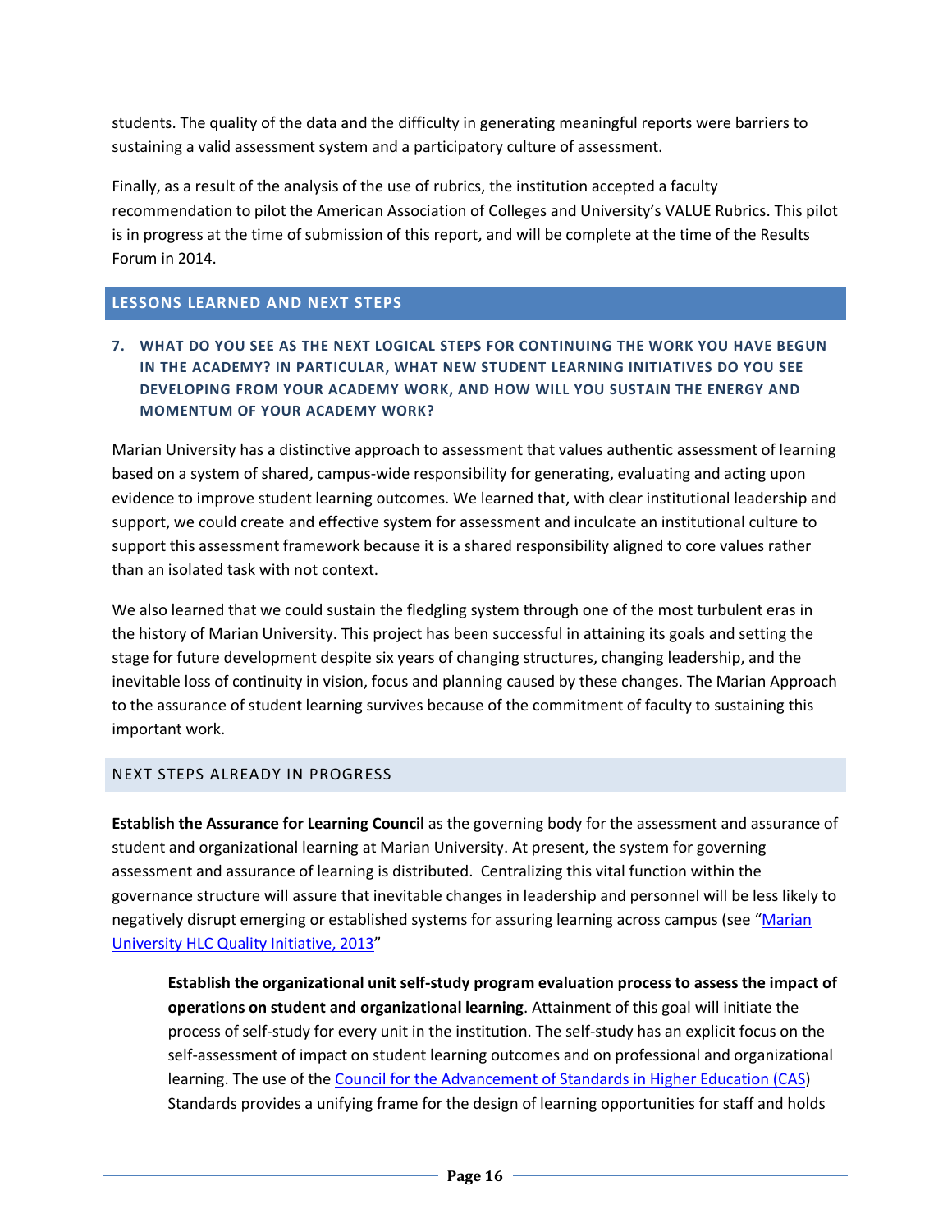students. The quality of the data and the difficulty in generating meaningful reports were barriers to sustaining a valid assessment system and a participatory culture of assessment.

Finally, as a result of the analysis of the use of rubrics, the institution accepted a faculty recommendation to pilot the American Association of Colleges and University's VALUE Rubrics. This pilot is in progress at the time of submission of this report, and will be complete at the time of the Results Forum in 2014.

## LESSONS LEARNED AND NEXT STEPS

### 7. WHAT DO YOU SEE AS THE NEXT LOGICAL STEPS FOR CONTINUING THE WORK YOU HAVE BEGUN IN THE ACADEMY? IN PARTICULAR, WHAT NEW STUDENT LEARNING INITIATIVES DO YOU SEE DEVELOPING FROM YOUR ACADEMY WORK, AND HOW WILL YOU SUSTAIN THE ENERGY AND MOMENTUM OF YOUR ACADEMY WORK?

Marian University has a distinctive approach to assessment that values authentic assessment of learning based on a system of shared, campus-wide responsibility for generating, evaluating and acting upon evidence to improve student learning outcomes. We learned that, with clear institutional leadership and support, we could create and effective system for assessment and inculcate an institutional culture to support this assessment framework because it is a shared responsibility aligned to core values rather than an isolated task with not context.

We also learned that we could sustain the fledgling system through one of the most turbulent eras in the history of Marian University. This project has been successful in attaining its goals and setting the stage for future development despite six years of changing structures, changing leadership, and the inevitable loss of continuity in vision, focus and planning caused by these changes. The Marian Approach to the assurance of student learning survives because of the commitment of faculty to sustaining this important work.

## NEXT STEPS ALREADY IN PROGRESS

**Establish the Assurance for Learning Council** as the governing body for the assessment and assurance of student and organizational learning at Marian University. At present, the system for governing assessment and assurance of learning is distributed. Centralizing this vital function within the governance structure will assure that inevitable changes in leadership and personnel will be less likely to negatively disrupt emerging or established systems for assuring learning across campus (see "Marian University HLC Quality Initiative, 2013"

> **Establish the organizational unit self-study program evaluation process to assess the impact of operations on student and organizational learning**. Attainment of this goal will initiate the process of self-study for every unit in the institution. The self-study has an explicit focus on the self-assessment of impact on student learning outcomes and on professional and organizational learning. The use of the Council for the Advancement of Standards in Higher Education (CAS) Standards provides a unifying frame for the design of learning opportunities for staff and holds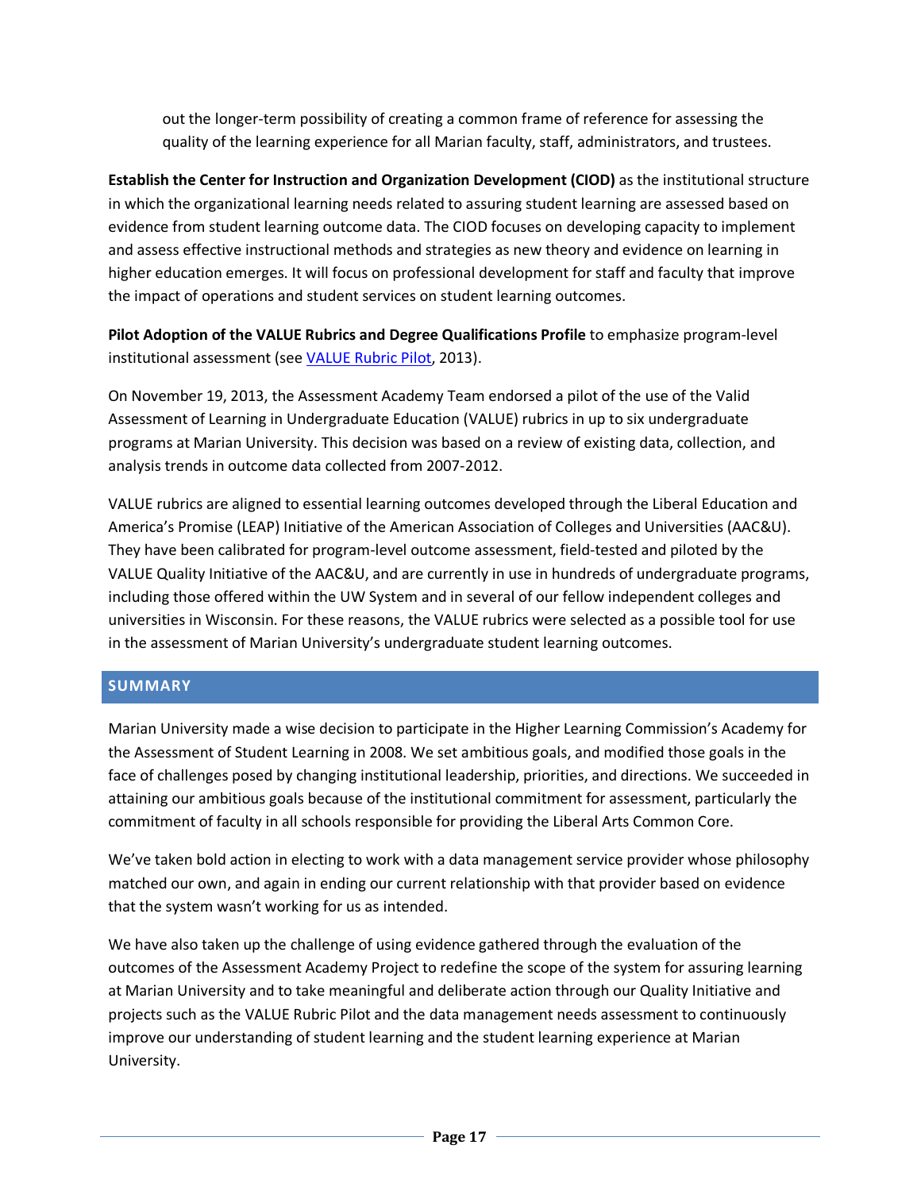out the longer-term possibility of creating a common frame of reference for assessing the quality of the learning experience for all Marian faculty, staff, administrators, and trustees.

**Establish the Center for Instruction and Organization Development (CIOD)** as the institutional structure in which the organizational learning needs related to assuring student learning are assessed based on evidence from student learning outcome data. The CIOD focuses on developing capacity to implement and assess effective instructional methods and strategies as new theory and evidence on learning in higher education emerges. It will focus on professional development for staff and faculty that improve the impact of operations and student services on student learning outcomes.

**Pilot Adoption of the VALUE Rubrics and Degree Qualifications Profile** to emphasize program-level institutional assessment (see VALUE Rubric Pilot, 2013).

On November 19, 2013, the Assessment Academy Team endorsed a pilot of the use of the Valid Assessment of Learning in Undergraduate Education (VALUE) rubrics in up to six undergraduate programs at Marian University. This decision was based on a review of existing data, collection, and analysis trends in outcome data collected from 2007-2012.

VALUE rubrics are aligned to essential learning outcomes developed through the Liberal Education and America's Promise (LEAP) Initiative of the American Association of Colleges and Universities (AAC&U). They have been calibrated for program-level outcome assessment, field-tested and piloted by the VALUE Quality Initiative of the AAC&U, and are currently in use in hundreds of undergraduate programs, including those offered within the UW System and in several of our fellow independent colleges and universities in Wisconsin. For these reasons, the VALUE rubrics were selected as a possible tool for use in the assessment of Marian University's undergraduate student learning outcomes.

## SUMMARY

Marian University made a wise decision to participate in the Higher Learning Commission's Academy for the Assessment of Student Learning in 2008. We set ambitious goals, and modified those goals in the face of challenges posed by changing institutional leadership, priorities, and directions. We succeeded in attaining our ambitious goals because of the institutional commitment for assessment, particularly the commitment of faculty in all schools responsible for providing the Liberal Arts Common Core.

We've taken bold action in electing to work with a data management service provider whose philosophy matched our own, and again in ending our current relationship with that provider based on evidence that the system wasn't working for us as intended.

We have also taken up the challenge of using evidence gathered through the evaluation of the outcomes of the Assessment Academy Project to redefine the scope of the system for assuring learning at Marian University and to take meaningful and deliberate action through our Quality Initiative and projects such as the VALUE Rubric Pilot and the data management needs assessment to continuously improve our understanding of student learning and the student learning experience at Marian University.